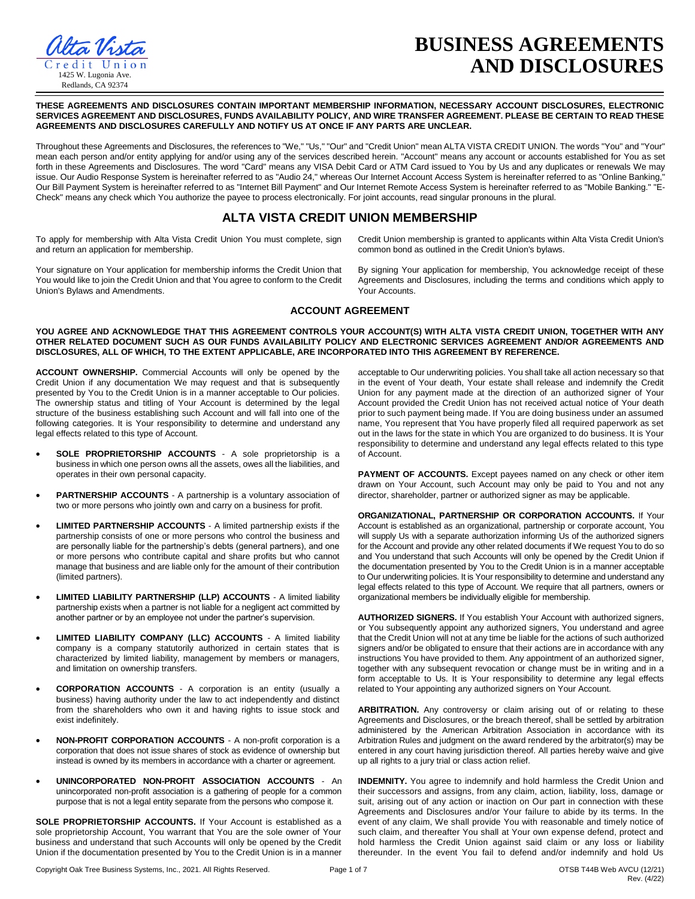Alta Vista Credit Union
1425 W. Lugonia Ave.
Redlands, CA 92374

# BUSINESS AGREEMENTS AND DISCLOSURES

**THESE AGREEMENTS AND DISCLOSURES CONTAIN IMPORTANT MEMBERSHIP INFORMATION, NECESSARY ACCOUNT DISCLOSURES, ELECTRONIC SERVICES AGREEMENT AND DISCLOSURES, FUNDS AVAILABILITY POLICY, AND WIRE TRANSFER AGREEMENT. PLEASE BE CERTAIN TO READ THESE AGREEMENTS AND DISCLOSURES CAREFULLY AND NOTIFY US AT ONCE IF ANY PARTS ARE UNCLEAR.**

Throughout these Agreements and Disclosures, the references to "We," "Us," "Our" and "Credit Union" mean ALTA VISTA CREDIT UNION. The words "You" and "Your" mean each person and/or entity applying for and/or using any of the services described herein. "Account" means any account or accounts established for You as set forth in these Agreements and Disclosures. The word "Card" means any VISA Debit Card or ATM Card issued to You by Us and any duplicates or renewals We may issue. Our Audio Response System is hereinafter referred to as "Audio 24," whereas Our Internet Account Access System is hereinafter referred to as "Online Banking," Our Bill Payment System is hereinafter referred to as "Internet Bill Payment" and Our Internet Remote Access System is hereinafter referred to as "Mobile Banking." "E-Check" means any check which You authorize the payee to process electronically. For joint accounts, read singular pronouns in the plural.

## ALTA VISTA CREDIT UNION MEMBERSHIP

To apply for membership with Alta Vista Credit Union You must complete, sign and return an application for membership.

Your signature on Your application for membership informs the Credit Union that You would like to join the Credit Union and that You agree to conform to the Credit Union's Bylaws and Amendments.

Credit Union membership is granted to applicants within Alta Vista Credit Union's common bond as outlined in the Credit Union's bylaws.

By signing Your application for membership, You acknowledge receipt of these Agreements and Disclosures, including the terms and conditions which apply to Your Accounts.

### ACCOUNT AGREEMENT

**YOU AGREE AND ACKNOWLEDGE THAT THIS AGREEMENT CONTROLS YOUR ACCOUNT(S) WITH ALTA VISTA CREDIT UNION, TOGETHER WITH ANY OTHER RELATED DOCUMENT SUCH AS OUR FUNDS AVAILABILITY POLICY AND ELECTRONIC SERVICES AGREEMENT AND/OR AGREEMENTS AND DISCLOSURES, ALL OF WHICH, TO THE EXTENT APPLICABLE, ARE INCORPORATED INTO THIS AGREEMENT BY REFERENCE.**

**ACCOUNT OWNERSHIP.** Commercial Accounts will only be opened by the Credit Union if any documentation We may request and that is subsequently presented by You to the Credit Union is in a manner acceptable to Our policies. The ownership status and titling of Your Account is determined by the legal structure of the business establishing such Account and will fall into one of the following categories. It is Your responsibility to determine and understand any legal effects related to this type of Account.

- **SOLE PROPRIETORSHIP ACCOUNTS** - A sole proprietorship is a business in which one person owns all the assets, owes all the liabilities, and operates in their own personal capacity.
- **PARTNERSHIP ACCOUNTS** - A partnership is a voluntary association of two or more persons who jointly own and carry on a business for profit.
- **LIMITED PARTNERSHIP ACCOUNTS** - A limited partnership exists if the partnership consists of one or more persons who control the business and are personally liable for the partnership's debts (general partners), and one or more persons who contribute capital and share profits but who cannot manage that business and are liable only for the amount of their contribution (limited partners).
- **LIMITED LIABILITY PARTNERSHIP (LLP) ACCOUNTS** - A limited liability partnership exists when a partner is not liable for a negligent act committed by another partner or by an employee not under the partner's supervision.
- **LIMITED LIABILITY COMPANY (LLC) ACCOUNTS** - A limited liability company is a company statutorily authorized in certain states that is characterized by limited liability, management by members or managers, and limitation on ownership transfers.
- **CORPORATION ACCOUNTS** - A corporation is an entity (usually a business) having authority under the law to act independently and distinct from the shareholders who own it and having rights to issue stock and exist indefinitely.
- **NON-PROFIT CORPORATION ACCOUNTS** - A non-profit corporation is a corporation that does not issue shares of stock as evidence of ownership but instead is owned by its members in accordance with a charter or agreement.
- **UNINCORPORATED NON-PROFIT ASSOCIATION ACCOUNTS** - An unincorporated non-profit association is a gathering of people for a common purpose that is not a legal entity separate from the persons who compose it.

**SOLE PROPRIETORSHIP ACCOUNTS.** If Your Account is established as a sole proprietorship Account, You warrant that You are the sole owner of Your business and understand that such Accounts will only be opened by the Credit Union if the documentation presented by You to the Credit Union is in a manner acceptable to Our underwriting policies. You shall take all action necessary so that in the event of Your death, Your estate shall release and indemnify the Credit Union for any payment made at the direction of an authorized signer of Your Account provided the Credit Union has not received actual notice of Your death prior to such payment being made. If You are doing business under an assumed name, You represent that You have properly filed all required paperwork as set out in the laws for the state in which You are organized to do business. It is Your responsibility to determine and understand any legal effects related to this type of Account.

**PAYMENT OF ACCOUNTS.** Except payees named on any check or other item drawn on Your Account, such Account may only be paid to You and not any director, shareholder, partner or authorized signer as may be applicable.

**ORGANIZATIONAL, PARTNERSHIP OR CORPORATION ACCOUNTS.** If Your Account is established as an organizational, partnership or corporate account, You will supply Us with a separate authorization informing Us of the authorized signers for the Account and provide any other related documents if We request You to do so and You understand that such Accounts will only be opened by the Credit Union if the documentation presented by You to the Credit Union is in a manner acceptable to Our underwriting policies. It is Your responsibility to determine and understand any legal effects related to this type of Account. We require that all partners, owners or organizational members be individually eligible for membership.

**AUTHORIZED SIGNERS.** If You establish Your Account with authorized signers, or You subsequently appoint any authorized signers, You understand and agree that the Credit Union will not at any time be liable for the actions of such authorized signers and/or be obligated to ensure that their actions are in accordance with any instructions You have provided to them. Any appointment of an authorized signer, together with any subsequent revocation or change must be in writing and in a form acceptable to Us. It is Your responsibility to determine any legal effects related to Your appointing any authorized signers on Your Account.

**ARBITRATION.** Any controversy or claim arising out of or relating to these Agreements and Disclosures, or the breach thereof, shall be settled by arbitration administered by the American Arbitration Association in accordance with its Arbitration Rules and judgment on the award rendered by the arbitrator(s) may be entered in any court having jurisdiction thereof. All parties hereby waive and give up all rights to a jury trial or class action relief.

**INDEMNITY.** You agree to indemnify and hold harmless the Credit Union and their successors and assigns, from any claim, action, liability, loss, damage or suit, arising out of any action or inaction on Our part in connection with these Agreements and Disclosures and/or Your failure to abide by its terms. In the event of any claim, We shall provide You with reasonable and timely notice of such claim, and thereafter You shall at Your own expense defend, protect and hold harmless the Credit Union against said claim or any loss or liability thereunder. In the event You fail to defend and/or indemnify and hold Us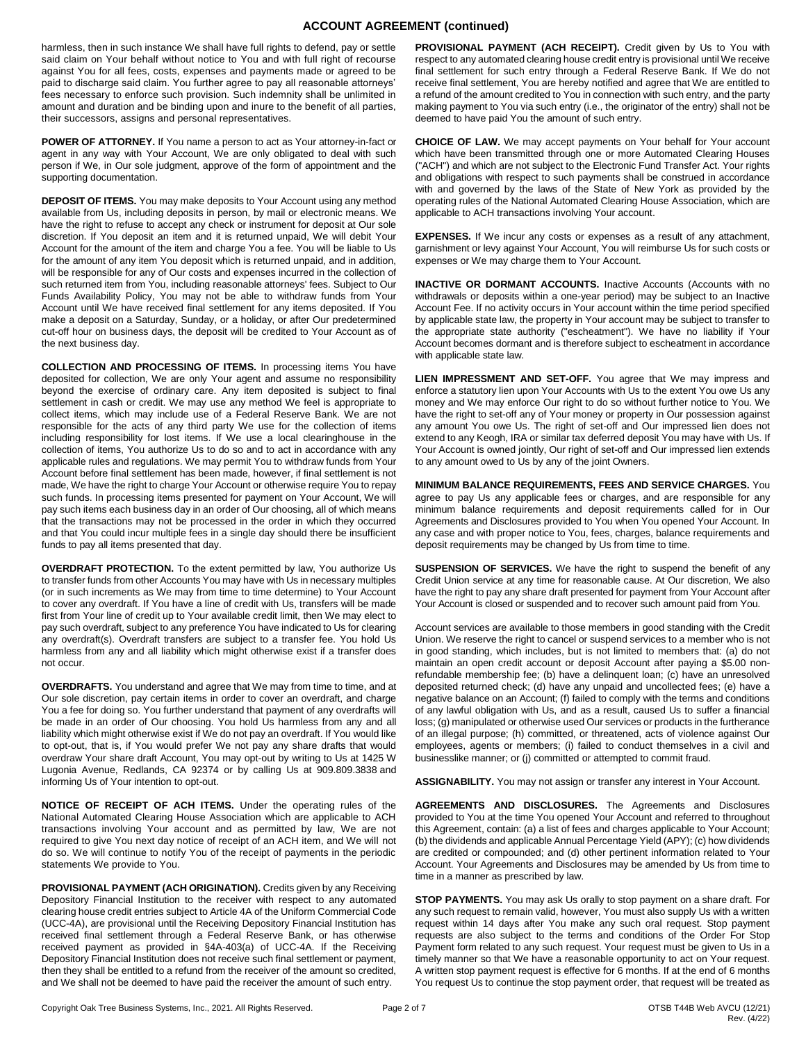## ACCOUNT AGREEMENT (continued)

harmless, then in such instance We shall have full rights to defend, pay or settle said claim on Your behalf without notice to You and with full right of recourse against You for all fees, costs, expenses and payments made or agreed to be paid to discharge said claim. You further agree to pay all reasonable attorneys' fees necessary to enforce such provision. Such indemnity shall be unlimited in amount and duration and be binding upon and inure to the benefit of all parties, their successors, assigns and personal representatives.

**POWER OF ATTORNEY.** If You name a person to act as Your attorney-in-fact or agent in any way with Your Account, We are only obligated to deal with such person if We, in Our sole judgment, approve of the form of appointment and the supporting documentation.

**DEPOSIT OF ITEMS.** You may make deposits to Your Account using any method available from Us, including deposits in person, by mail or electronic means. We have the right to refuse to accept any check or instrument for deposit at Our sole discretion. If You deposit an item and it is returned unpaid, We will debit Your Account for the amount of the item and charge You a fee. You will be liable to Us for the amount of any item You deposit which is returned unpaid, and in addition, will be responsible for any of Our costs and expenses incurred in the collection of such returned item from You, including reasonable attorneys' fees. Subject to Our Funds Availability Policy, You may not be able to withdraw funds from Your Account until We have received final settlement for any items deposited. If You make a deposit on a Saturday, Sunday, or a holiday, or after Our predetermined cut-off hour on business days, the deposit will be credited to Your Account as of the next business day.

**COLLECTION AND PROCESSING OF ITEMS.** In processing items You have deposited for collection, We are only Your agent and assume no responsibility beyond the exercise of ordinary care. Any item deposited is subject to final settlement in cash or credit. We may use any method We feel is appropriate to collect items, which may include use of a Federal Reserve Bank. We are not responsible for the acts of any third party We use for the collection of items including responsibility for lost items. If We use a local clearinghouse in the collection of items, You authorize Us to do so and to act in accordance with any applicable rules and regulations. We may permit You to withdraw funds from Your Account before final settlement has been made, however, if final settlement is not made, We have the right to charge Your Account or otherwise require You to repay such funds. In processing items presented for payment on Your Account, We will pay such items each business day in an order of Our choosing, all of which means that the transactions may not be processed in the order in which they occurred and that You could incur multiple fees in a single day should there be insufficient funds to pay all items presented that day.

**OVERDRAFT PROTECTION.** To the extent permitted by law, You authorize Us to transfer funds from other Accounts You may have with Us in necessary multiples (or in such increments as We may from time to time determine) to Your Account to cover any overdraft. If You have a line of credit with Us, transfers will be made first from Your line of credit up to Your available credit limit, then We may elect to pay such overdraft, subject to any preference You have indicated to Us for clearing any overdraft(s). Overdraft transfers are subject to a transfer fee. You hold Us harmless from any and all liability which might otherwise exist if a transfer does not occur.

**OVERDRAFTS.** You understand and agree that We may from time to time, and at Our sole discretion, pay certain items in order to cover an overdraft, and charge You a fee for doing so. You further understand that payment of any overdrafts will be made in an order of Our choosing. You hold Us harmless from any and all liability which might otherwise exist if We do not pay an overdraft. If You would like to opt-out, that is, if You would prefer We not pay any share drafts that would overdraw Your share draft Account, You may opt-out by writing to Us at 1425 W Lugonia Avenue, Redlands, CA 92374 or by calling Us at 909.809.3838 and informing Us of Your intention to opt-out.

**NOTICE OF RECEIPT OF ACH ITEMS.** Under the operating rules of the National Automated Clearing House Association which are applicable to ACH transactions involving Your account and as permitted by law, We are not required to give You next day notice of receipt of an ACH item, and We will not do so. We will continue to notify You of the receipt of payments in the periodic statements We provide to You.

**PROVISIONAL PAYMENT (ACH ORIGINATION).** Credits given by any Receiving Depository Financial Institution to the receiver with respect to any automated clearing house credit entries subject to Article 4A of the Uniform Commercial Code (UCC-4A), are provisional until the Receiving Depository Financial Institution has received final settlement through a Federal Reserve Bank, or has otherwise received payment as provided in §4A-403(a) of UCC-4A. If the Receiving Depository Financial Institution does not receive such final settlement or payment, then they shall be entitled to a refund from the receiver of the amount so credited, and We shall not be deemed to have paid the receiver the amount of such entry.

**PROVISIONAL PAYMENT (ACH RECEIPT).** Credit given by Us to You with respect to any automated clearing house credit entry is provisional until We receive final settlement for such entry through a Federal Reserve Bank. If We do not receive final settlement, You are hereby notified and agree that We are entitled to a refund of the amount credited to You in connection with such entry, and the party making payment to You via such entry (i.e., the originator of the entry) shall not be deemed to have paid You the amount of such entry.

**CHOICE OF LAW.** We may accept payments on Your behalf for Your account which have been transmitted through one or more Automated Clearing Houses ("ACH") and which are not subject to the Electronic Fund Transfer Act. Your rights and obligations with respect to such payments shall be construed in accordance with and governed by the laws of the State of New York as provided by the operating rules of the National Automated Clearing House Association, which are applicable to ACH transactions involving Your account.

**EXPENSES.** If We incur any costs or expenses as a result of any attachment, garnishment or levy against Your Account, You will reimburse Us for such costs or expenses or We may charge them to Your Account.

**INACTIVE OR DORMANT ACCOUNTS.** Inactive Accounts (Accounts with no withdrawals or deposits within a one-year period) may be subject to an Inactive Account Fee. If no activity occurs in Your account within the time period specified by applicable state law, the property in Your account may be subject to transfer to the appropriate state authority ("escheatment"). We have no liability if Your Account becomes dormant and is therefore subject to escheatment in accordance with applicable state law.

**LIEN IMPRESSMENT AND SET-OFF.** You agree that We may impress and enforce a statutory lien upon Your Accounts with Us to the extent You owe Us any money and We may enforce Our right to do so without further notice to You. We have the right to set-off any of Your money or property in Our possession against any amount You owe Us. The right of set-off and Our impressed lien does not extend to any Keogh, IRA or similar tax deferred deposit You may have with Us. If Your Account is owned jointly, Our right of set-off and Our impressed lien extends to any amount owed to Us by any of the joint Owners.

**MINIMUM BALANCE REQUIREMENTS, FEES AND SERVICE CHARGES.** You agree to pay Us any applicable fees or charges, and are responsible for any minimum balance requirements and deposit requirements called for in Our Agreements and Disclosures provided to You when You opened Your Account. In any case and with proper notice to You, fees, charges, balance requirements and deposit requirements may be changed by Us from time to time.

**SUSPENSION OF SERVICES.** We have the right to suspend the benefit of any Credit Union service at any time for reasonable cause. At Our discretion, We also have the right to pay any share draft presented for payment from Your Account after Your Account is closed or suspended and to recover such amount paid from You.

Account services are available to those members in good standing with the Credit Union. We reserve the right to cancel or suspend services to a member who is not in good standing, which includes, but is not limited to members that: (a) do not maintain an open credit account or deposit Account after paying a $5.00 non-refundable membership fee; (b) have a delinquent loan; (c) have an unresolved deposited returned check; (d) have any unpaid and uncollected fees; (e) have a negative balance on an Account; (f) failed to comply with the terms and conditions of any lawful obligation with Us, and as a result, caused Us to suffer a financial loss; (g) manipulated or otherwise used Our services or products in the furtherance of an illegal purpose; (h) committed, or threatened, acts of violence against Our employees, agents or members; (i) failed to conduct themselves in a civil and businesslike manner; or (j) committed or attempted to commit fraud.

**ASSIGNABILITY.** You may not assign or transfer any interest in Your Account.

**AGREEMENTS AND DISCLOSURES.** The Agreements and Disclosures provided to You at the time You opened Your Account and referred to throughout this Agreement, contain: (a) a list of fees and charges applicable to Your Account; (b) the dividends and applicable Annual Percentage Yield (APY); (c) how dividends are credited or compounded; and (d) other pertinent information related to Your Account. Your Agreements and Disclosures may be amended by Us from time to time in a manner as prescribed by law.

**STOP PAYMENTS.** You may ask Us orally to stop payment on a share draft. For any such request to remain valid, however, You must also supply Us with a written request within 14 days after You make any such oral request. Stop payment requests are also subject to the terms and conditions of the Order For Stop Payment form related to any such request. Your request must be given to Us in a timely manner so that We have a reasonable opportunity to act on Your request. A written stop payment request is effective for 6 months. If at the end of 6 months You request Us to continue the stop payment order, that request will be treated as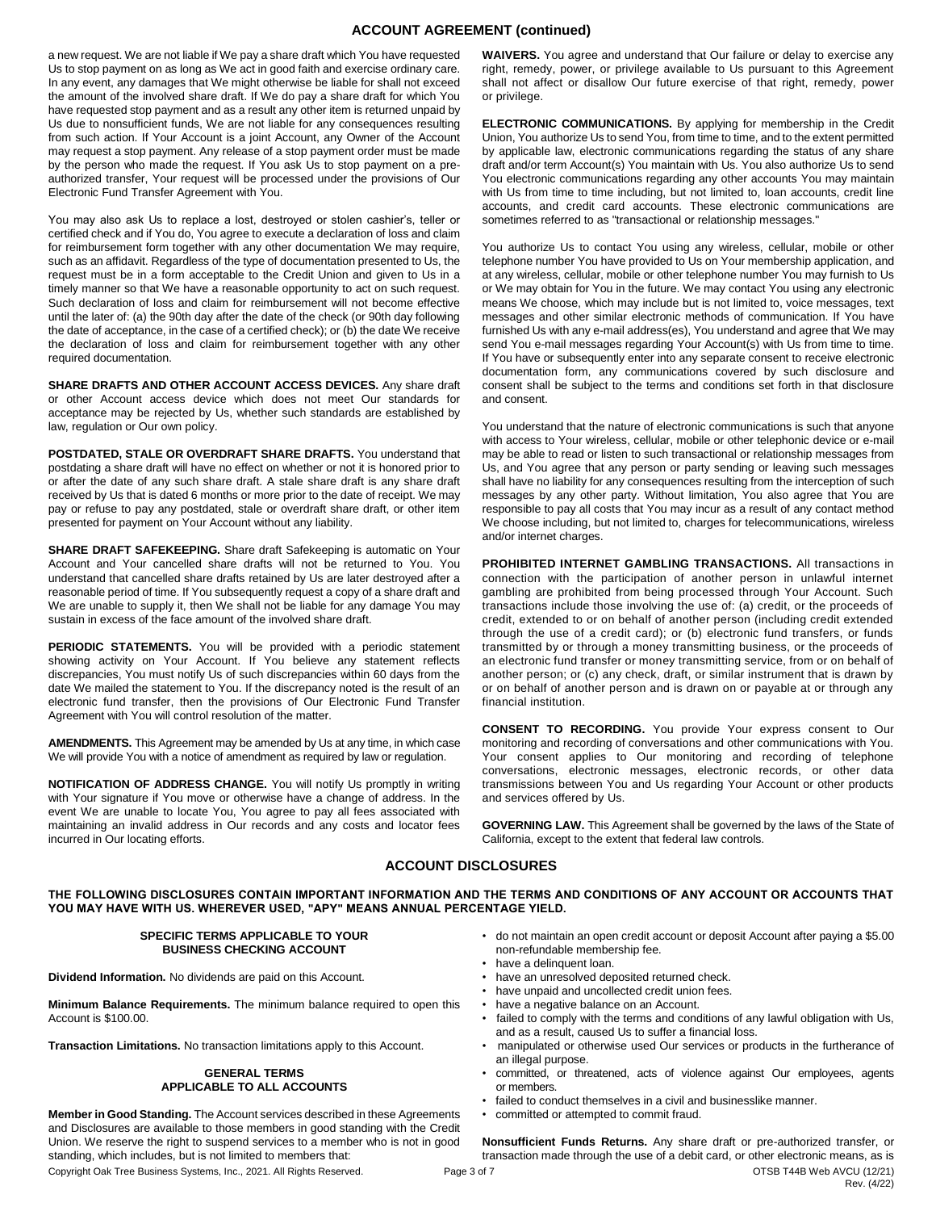## ACCOUNT AGREEMENT (continued)

a new request. We are not liable if We pay a share draft which You have requested Us to stop payment on as long as We act in good faith and exercise ordinary care. In any event, any damages that We might otherwise be liable for shall not exceed the amount of the involved share draft. If We do pay a share draft for which You have requested stop payment and as a result any other item is returned unpaid by Us due to nonsufficient funds, We are not liable for any consequences resulting from such action. If Your Account is a joint Account, any Owner of the Account may request a stop payment. Any release of a stop payment order must be made by the person who made the request. If You ask Us to stop payment on a pre-authorized transfer, Your request will be processed under the provisions of Our Electronic Fund Transfer Agreement with You.

You may also ask Us to replace a lost, destroyed or stolen cashier's, teller or certified check and if You do, You agree to execute a declaration of loss and claim for reimbursement form together with any other documentation We may require, such as an affidavit. Regardless of the type of documentation presented to Us, the request must be in a form acceptable to the Credit Union and given to Us in a timely manner so that We have a reasonable opportunity to act on such request. Such declaration of loss and claim for reimbursement will not become effective until the later of: (a) the 90th day after the date of the check (or 90th day following the date of acceptance, in the case of a certified check); or (b) the date We receive the declaration of loss and claim for reimbursement together with any other required documentation.

**SHARE DRAFTS AND OTHER ACCOUNT ACCESS DEVICES.** Any share draft or other Account access device which does not meet Our standards for acceptance may be rejected by Us, whether such standards are established by law, regulation or Our own policy.

**POSTDATED, STALE OR OVERDRAFT SHARE DRAFTS.** You understand that postdating a share draft will have no effect on whether or not it is honored prior to or after the date of any such share draft. A stale share draft is any share draft received by Us that is dated 6 months or more prior to the date of receipt. We may pay or refuse to pay any postdated, stale or overdraft share draft, or other item presented for payment on Your Account without any liability.

**SHARE DRAFT SAFEKEEPING.** Share draft Safekeeping is automatic on Your Account and Your cancelled share drafts will not be returned to You. You understand that cancelled share drafts retained by Us are later destroyed after a reasonable period of time. If You subsequently request a copy of a share draft and We are unable to supply it, then We shall not be liable for any damage You may sustain in excess of the face amount of the involved share draft.

**PERIODIC STATEMENTS.** You will be provided with a periodic statement showing activity on Your Account. If You believe any statement reflects discrepancies, You must notify Us of such discrepancies within 60 days from the date We mailed the statement to You. If the discrepancy noted is the result of an electronic fund transfer, then the provisions of Our Electronic Fund Transfer Agreement with You will control resolution of the matter.

**AMENDMENTS.** This Agreement may be amended by Us at any time, in which case We will provide You with a notice of amendment as required by law or regulation.

**NOTIFICATION OF ADDRESS CHANGE.** You will notify Us promptly in writing with Your signature if You move or otherwise have a change of address. In the event We are unable to locate You, You agree to pay all fees associated with maintaining an invalid address in Our records and any costs and locator fees incurred in Our locating efforts.

**WAIVERS.** You agree and understand that Our failure or delay to exercise any right, remedy, power, or privilege available to Us pursuant to this Agreement shall not affect or disallow Our future exercise of that right, remedy, power or privilege.

**ELECTRONIC COMMUNICATIONS.** By applying for membership in the Credit Union, You authorize Us to send You, from time to time, and to the extent permitted by applicable law, electronic communications regarding the status of any share draft and/or term Account(s) You maintain with Us. You also authorize Us to send You electronic communications regarding any other accounts You may maintain with Us from time to time including, but not limited to, loan accounts, credit line accounts, and credit card accounts. These electronic communications are sometimes referred to as "transactional or relationship messages."

You authorize Us to contact You using any wireless, cellular, mobile or other telephone number You have provided to Us on Your membership application, and at any wireless, cellular, mobile or other telephone number You may furnish to Us or We may obtain for You in the future. We may contact You using any electronic means We choose, which may include but is not limited to, voice messages, text messages and other similar electronic methods of communication. If You have furnished Us with any e-mail address(es), You understand and agree that We may send You e-mail messages regarding Your Account(s) with Us from time to time. If You have or subsequently enter into any separate consent to receive electronic documentation form, any communications covered by such disclosure and consent shall be subject to the terms and conditions set forth in that disclosure and consent.

You understand that the nature of electronic communications is such that anyone with access to Your wireless, cellular, mobile or other telephonic device or e-mail may be able to read or listen to such transactional or relationship messages from Us, and You agree that any person or party sending or leaving such messages shall have no liability for any consequences resulting from the interception of such messages by any other party. Without limitation, You also agree that You are responsible to pay all costs that You may incur as a result of any contact method We choose including, but not limited to, charges for telecommunications, wireless and/or internet charges.

**PROHIBITED INTERNET GAMBLING TRANSACTIONS.** All transactions in connection with the participation of another person in unlawful internet gambling are prohibited from being processed through Your Account. Such transactions include those involving the use of: (a) credit, or the proceeds of credit, extended to or on behalf of another person (including credit extended through the use of a credit card); or (b) electronic fund transfers, or funds transmitted by or through a money transmitting business, or the proceeds of an electronic fund transfer or money transmitting service, from or on behalf of another person; or (c) any check, draft, or similar instrument that is drawn by or on behalf of another person and is drawn on or payable at or through any financial institution.

**CONSENT TO RECORDING.** You provide Your express consent to Our monitoring and recording of conversations and other communications with You. Your consent applies to Our monitoring and recording of telephone conversations, electronic messages, electronic records, or other data transmissions between You and Us regarding Your Account or other products and services offered by Us.

**GOVERNING LAW.** This Agreement shall be governed by the laws of the State of California, except to the extent that federal law controls.

## ACCOUNT DISCLOSURES

**THE FOLLOWING DISCLOSURES CONTAIN IMPORTANT INFORMATION AND THE TERMS AND CONDITIONS OF ANY ACCOUNT OR ACCOUNTS THAT YOU MAY HAVE WITH US. WHEREVER USED, "APY" MEANS ANNUAL PERCENTAGE YIELD.**

### SPECIFIC TERMS APPLICABLE TO YOUR BUSINESS CHECKING ACCOUNT

**Dividend Information.** No dividends are paid on this Account.

**Minimum Balance Requirements.** The minimum balance required to open this Account is $100.00.

**Transaction Limitations.** No transaction limitations apply to this Account.

### GENERAL TERMS APPLICABLE TO ALL ACCOUNTS

**Member in Good Standing.** The Account services described in these Agreements and Disclosures are available to those members in good standing with the Credit Union. We reserve the right to suspend services to a member who is not in good standing, which includes, but is not limited to members that:

- do not maintain an open credit account or deposit Account after paying a $5.00 non-refundable membership fee.
- have a delinquent loan.
- have an unresolved deposited returned check.
- have unpaid and uncollected credit union fees.
- have a negative balance on an Account.
- failed to comply with the terms and conditions of any lawful obligation with Us, and as a result, caused Us to suffer a financial loss.
- manipulated or otherwise used Our services or products in the furtherance of an illegal purpose.
- committed, or threatened, acts of violence against Our employees, agents or members.
- failed to conduct themselves in a civil and businesslike manner.
- committed or attempted to commit fraud.

**Nonsufficient Funds Returns.** Any share draft or pre-authorized transfer, or transaction made through the use of a debit card, or other electronic means, as is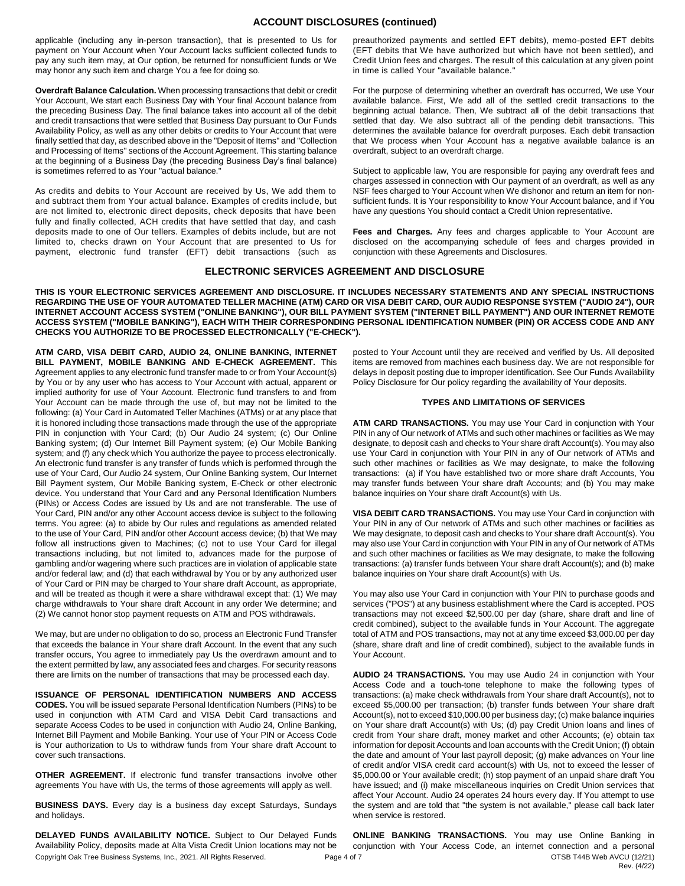applicable (including any in-person transaction), that is presented to Us for payment on Your Account when Your Account lacks sufficient collected funds to pay any such item may, at Our option, be returned for nonsufficient funds or We may honor any such item and charge You a fee for doing so.

**Overdraft Balance Calculation.** When processing transactions that debit or credit Your Account, We start each Business Day with Your final Account balance from the preceding Business Day. The final balance takes into account all of the debit and credit transactions that were settled that Business Day pursuant to Our Funds Availability Policy, as well as any other debits or credits to Your Account that were finally settled that day, as described above in the "Deposit of Items" and "Collection and Processing of Items" sections of the Account Agreement. This starting balance at the beginning of a Business Day (the preceding Business Day's final balance) is sometimes referred to as Your "actual balance."

As credits and debits to Your Account are received by Us, We add them to and subtract them from Your actual balance. Examples of credits include, but are not limited to, electronic direct deposits, check deposits that have been fully and finally collected, ACH credits that have settled that day, and cash deposits made to one of Our tellers. Examples of debits include, but are not limited to, checks drawn on Your Account that are presented to Us for payment, electronic fund transfer (EFT) debit transactions (such as preauthorized payments and settled EFT debits), memo-posted EFT debits (EFT debits that We have authorized but which have not been settled), and Credit Union fees and charges. The result of this calculation at any given point in time is called Your "available balance."

For the purpose of determining whether an overdraft has occurred, We use Your available balance. First, We add all of the settled credit transactions to the beginning actual balance. Then, We subtract all of the debit transactions that settled that day. We also subtract all of the pending debit transactions. This determines the available balance for overdraft purposes. Each debit transaction that We process when Your Account has a negative available balance is an overdraft, subject to an overdraft charge.

Subject to applicable law, You are responsible for paying any overdraft fees and charges assessed in connection with Our payment of an overdraft, as well as any NSF fees charged to Your Account when We dishonor and return an item for non-sufficient funds. It is Your responsibility to know Your Account balance, and if You have any questions You should contact a Credit Union representative.

**Fees and Charges.** Any fees and charges applicable to Your Account are disclosed on the accompanying schedule of fees and charges provided in conjunction with these Agreements and Disclosures.

## ELECTRONIC SERVICES AGREEMENT AND DISCLOSURE

**THIS IS YOUR ELECTRONIC SERVICES AGREEMENT AND DISCLOSURE. IT INCLUDES NECESSARY STATEMENTS AND ANY SPECIAL INSTRUCTIONS REGARDING THE USE OF YOUR AUTOMATED TELLER MACHINE (ATM) CARD OR VISA DEBIT CARD, OUR AUDIO RESPONSE SYSTEM ("AUDIO 24"), OUR INTERNET ACCOUNT ACCESS SYSTEM ("ONLINE BANKING"), OUR BILL PAYMENT SYSTEM ("INTERNET BILL PAYMENT") AND OUR INTERNET REMOTE ACCESS SYSTEM ("MOBILE BANKING"), EACH WITH THEIR CORRESPONDING PERSONAL IDENTIFICATION NUMBER (PIN) OR ACCESS CODE AND ANY CHECKS YOU AUTHORIZE TO BE PROCESSED ELECTRONICALLY ("E-CHECK").**

**ATM CARD, VISA DEBIT CARD, AUDIO 24, ONLINE BANKING, INTERNET BILL PAYMENT, MOBILE BANKING AND E-CHECK AGREEMENT.** This Agreement applies to any electronic fund transfer made to or from Your Account(s) by You or by any user who has access to Your Account with actual, apparent or implied authority for use of Your Account. Electronic fund transfers to and from Your Account can be made through the use of, but may not be limited to the following: (a) Your Card in Automated Teller Machines (ATMs) or at any place that it is honored including those transactions made through the use of the appropriate PIN in conjunction with Your Card; (b) Our Audio 24 system; (c) Our Online Banking system; (d) Our Internet Bill Payment system; (e) Our Mobile Banking system; and (f) any check which You authorize the payee to process electronically. An electronic fund transfer is any transfer of funds which is performed through the use of Your Card, Our Audio 24 system, Our Online Banking system, Our Internet Bill Payment system, Our Mobile Banking system, E-Check or other electronic device. You understand that Your Card and any Personal Identification Numbers (PINs) or Access Codes are issued by Us and are not transferable. The use of Your Card, PIN and/or any other Account access device is subject to the following terms. You agree: (a) to abide by Our rules and regulations as amended related to the use of Your Card, PIN and/or other Account access device; (b) that We may follow all instructions given to Machines; (c) not to use Your Card for illegal transactions including, but not limited to, advances made for the purpose of gambling and/or wagering where such practices are in violation of applicable state and/or federal law; and (d) that each withdrawal by You or by any authorized user of Your Card or PIN may be charged to Your share draft Account, as appropriate, and will be treated as though it were a share withdrawal except that: (1) We may charge withdrawals to Your share draft Account in any order We determine; and (2) We cannot honor stop payment requests on ATM and POS withdrawals.

We may, but are under no obligation to do so, process an Electronic Fund Transfer that exceeds the balance in Your share draft Account. In the event that any such transfer occurs, You agree to immediately pay Us the overdrawn amount and to the extent permitted by law, any associated fees and charges. For security reasons there are limits on the number of transactions that may be processed each day.

**ISSUANCE OF PERSONAL IDENTIFICATION NUMBERS AND ACCESS CODES.** You will be issued separate Personal Identification Numbers (PINs) to be used in conjunction with ATM Card and VISA Debit Card transactions and separate Access Codes to be used in conjunction with Audio 24, Online Banking, Internet Bill Payment and Mobile Banking. Your use of Your PIN or Access Code is Your authorization to Us to withdraw funds from Your share draft Account to cover such transactions.

**OTHER AGREEMENT.** If electronic fund transfer transactions involve other agreements You have with Us, the terms of those agreements will apply as well.

**BUSINESS DAYS.** Every day is a business day except Saturdays, Sundays and holidays.

**DELAYED FUNDS AVAILABILITY NOTICE.** Subject to Our Delayed Funds Availability Policy, deposits made at Alta Vista Credit Union locations may not be posted to Your Account until they are received and verified by Us. All deposited items are removed from machines each business day. We are not responsible for delays in deposit posting due to improper identification. See Our Funds Availability Policy Disclosure for Our policy regarding the availability of Your deposits.

### TYPES AND LIMITATIONS OF SERVICES

**ATM CARD TRANSACTIONS.** You may use Your Card in conjunction with Your PIN in any of Our network of ATMs and such other machines or facilities as We may designate, to deposit cash and checks to Your share draft Account(s). You may also use Your Card in conjunction with Your PIN in any of Our network of ATMs and such other machines or facilities as We may designate, to make the following transactions: (a) if You have established two or more share draft Accounts, You may transfer funds between Your share draft Accounts; and (b) You may make balance inquiries on Your share draft Account(s) with Us.

**VISA DEBIT CARD TRANSACTIONS.** You may use Your Card in conjunction with Your PIN in any of Our network of ATMs and such other machines or facilities as We may designate, to deposit cash and checks to Your share draft Account(s). You may also use Your Card in conjunction with Your PIN in any of Our network of ATMs and such other machines or facilities as We may designate, to make the following transactions: (a) transfer funds between Your share draft Account(s); and (b) make balance inquiries on Your share draft Account(s) with Us.

You may also use Your Card in conjunction with Your PIN to purchase goods and services ("POS") at any business establishment where the Card is accepted. POS transactions may not exceed $2,500.00 per day (share, share draft and line of credit combined), subject to the available funds in Your Account. The aggregate total of ATM and POS transactions, may not at any time exceed $3,000.00 per day (share, share draft and line of credit combined), subject to the available funds in Your Account.

**AUDIO 24 TRANSACTIONS.** You may use Audio 24 in conjunction with Your Access Code and a touch-tone telephone to make the following types of transactions: (a) make check withdrawals from Your share draft Account(s), not to exceed $5,000.00 per transaction; (b) transfer funds between Your share draft Account(s), not to exceed $10,000.00 per business day; (c) make balance inquiries on Your share draft Account(s) with Us; (d) pay Credit Union loans and lines of credit from Your share draft, money market and other Accounts; (e) obtain tax information for deposit Accounts and loan accounts with the Credit Union; (f) obtain the date and amount of Your last payroll deposit; (g) make advances on Your line of credit and/or VISA credit card account(s) with Us, not to exceed the lesser of $5,000.00 or Your available credit; (h) stop payment of an unpaid share draft You have issued; and (i) make miscellaneous inquiries on Credit Union services that affect Your Account. Audio 24 operates 24 hours every day. If You attempt to use the system and are told that "the system is not available," please call back later when service is restored.

**ONLINE BANKING TRANSACTIONS.** You may use Online Banking in conjunction with Your Access Code, an internet connection and a personal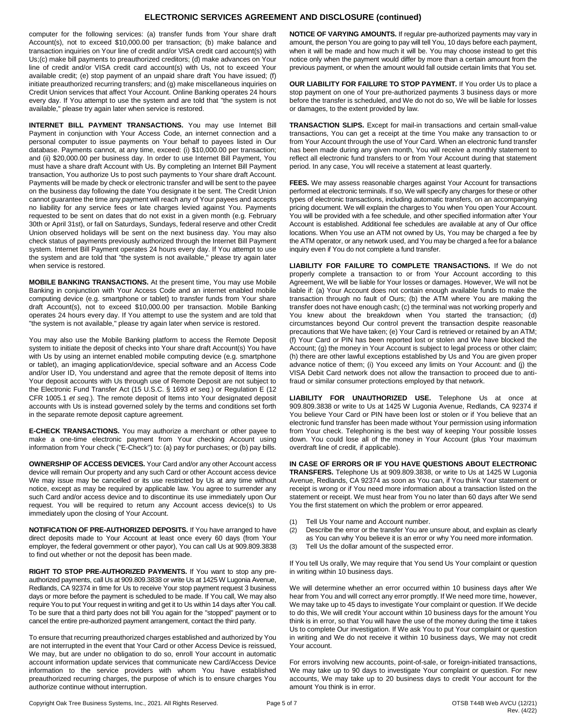computer for the following services: (a) transfer funds from Your share draft Account(s), not to exceed $10,000.00 per transaction; (b) make balance and transaction inquiries on Your line of credit and/or VISA credit card account(s) with Us;(c) make bill payments to preauthorized creditors; (d) make advances on Your line of credit and/or VISA credit card account(s) with Us, not to exceed Your available credit; (e) stop payment of an unpaid share draft You have issued; (f) initiate preauthorized recurring transfers; and (g) make miscellaneous inquiries on Credit Union services that affect Your Account. Online Banking operates 24 hours every day. If You attempt to use the system and are told that "the system is not available," please try again later when service is restored.

**INTERNET BILL PAYMENT TRANSACTIONS.** You may use Internet Bill Payment in conjunction with Your Access Code, an internet connection and a personal computer to issue payments on Your behalf to payees listed in Our database. Payments cannot, at any time, exceed: (i) $10,000.00 per transaction; and (ii) $20,000.00 per business day. In order to use Internet Bill Payment, You must have a share draft Account with Us. By completing an Internet Bill Payment transaction, You authorize Us to post such payments to Your share draft Account. Payments will be made by check or electronic transfer and will be sent to the payee on the business day following the date You designate it be sent. The Credit Union cannot guarantee the time any payment will reach any of Your payees and accepts no liability for any service fees or late charges levied against You. Payments requested to be sent on dates that do not exist in a given month (e.g. February 30th or April 31st), or fall on Saturdays, Sundays, federal reserve and other Credit Union observed holidays will be sent on the next business day. You may also check status of payments previously authorized through the Internet Bill Payment system. Internet Bill Payment operates 24 hours every day. If You attempt to use the system and are told that "the system is not available," please try again later when service is restored.

**MOBILE BANKING TRANSACTIONS.** At the present time, You may use Mobile Banking in conjunction with Your Access Code and an internet enabled mobile computing device (e.g. smartphone or tablet) to transfer funds from Your share draft Account(s), not to exceed $10,000.00 per transaction. Mobile Banking operates 24 hours every day. If You attempt to use the system and are told that "the system is not available," please try again later when service is restored.

You may also use the Mobile Banking platform to access the Remote Deposit system to initiate the deposit of checks into Your share draft Account(s) You have with Us by using an internet enabled mobile computing device (e.g. smartphone or tablet), an imaging application/device, special software and an Access Code and/or User ID, You understand and agree that the remote deposit of Items into Your deposit accounts with Us through use of Remote Deposit are not subject to the Electronic Fund Transfer Act (15 U.S.C. § 1693 *et seq.*) or Regulation E (12 CFR 1005.1 *et seq.*). The remote deposit of Items into Your designated deposit accounts with Us is instead governed solely by the terms and conditions set forth in the separate remote deposit capture agreement.

**E-CHECK TRANSACTIONS.** You may authorize a merchant or other payee to make a one-time electronic payment from Your checking Account using information from Your check ("E-Check") to: (a) pay for purchases; or (b) pay bills.

**OWNERSHIP OF ACCESS DEVICES.** Your Card and/or any other Account access device will remain Our property and any such Card or other Account access device We may issue may be cancelled or its use restricted by Us at any time without notice, except as may be required by applicable law. You agree to surrender any such Card and/or access device and to discontinue its use immediately upon Our request. You will be required to return any Account access device(s) to Us immediately upon the closing of Your Account.

**NOTIFICATION OF PRE-AUTHORIZED DEPOSITS.** If You have arranged to have direct deposits made to Your Account at least once every 60 days (from Your employer, the federal government or other payor), You can call Us at 909.809.3838 to find out whether or not the deposit has been made.

**RIGHT TO STOP PRE-AUTHORIZED PAYMENTS.** If You want to stop any pre-authorized payments, call Us at 909.809.3838 or write Us at 1425 W Lugonia Avenue, Redlands, CA 92374 in time for Us to receive Your stop payment request 3 business days or more before the payment is scheduled to be made. If You call, We may also require You to put Your request in writing and get it to Us within 14 days after You call. To be sure that a third party does not bill You again for the "stopped" payment or to cancel the entire pre-authorized payment arrangement, contact the third party.

To ensure that recurring preauthorized charges established and authorized by You are not interrupted in the event that Your Card or other Access Device is reissued, We may, but are under no obligation to do so, enroll Your account in automatic account information update services that communicate new Card/Access Device information to the service providers with whom You have established preauthorized recurring charges, the purpose of which is to ensure charges You authorize continue without interruption.

**NOTICE OF VARYING AMOUNTS.** If regular pre-authorized payments may vary in amount, the person You are going to pay will tell You, 10 days before each payment, when it will be made and how much it will be. You may choose instead to get this notice only when the payment would differ by more than a certain amount from the previous payment, or when the amount would fall outside certain limits that You set.

**OUR LIABILITY FOR FAILURE TO STOP PAYMENT.** If You order Us to place a stop payment on one of Your pre-authorized payments 3 business days or more before the transfer is scheduled, and We do not do so, We will be liable for losses or damages, to the extent provided by law.

**TRANSACTION SLIPS.** Except for mail-in transactions and certain small-value transactions, You can get a receipt at the time You make any transaction to or from Your Account through the use of Your Card. When an electronic fund transfer has been made during any given month, You will receive a monthly statement to reflect all electronic fund transfers to or from Your Account during that statement period. In any case, You will receive a statement at least quarterly.

**FEES.** We may assess reasonable charges against Your Account for transactions performed at electronic terminals. If so, We will specify any charges for these or other types of electronic transactions, including automatic transfers, on an accompanying pricing document. We will explain the charges to You when You open Your Account. You will be provided with a fee schedule, and other specified information after Your Account is established. Additional fee schedules are available at any of Our office locations. When You use an ATM not owned by Us, You may be charged a fee by the ATM operator, or any network used, and You may be charged a fee for a balance inquiry even if You do not complete a fund transfer.

**LIABILITY FOR FAILURE TO COMPLETE TRANSACTIONS.** If We do not properly complete a transaction to or from Your Account according to this Agreement, We will be liable for Your losses or damages. However, We will not be liable if: (a) Your Account does not contain enough available funds to make the transaction through no fault of Ours; (b) the ATM where You are making the transfer does not have enough cash; (c) the terminal was not working properly and You knew about the breakdown when You started the transaction; (d) circumstances beyond Our control prevent the transaction despite reasonable precautions that We have taken; (e) Your Card is retrieved or retained by an ATM; (f) Your Card or PIN has been reported lost or stolen and We have blocked the Account; (g) the money in Your Account is subject to legal process or other claim; (h) there are other lawful exceptions established by Us and You are given proper advance notice of them; (i) You exceed any limits on Your Account: and (j) the VISA Debit Card network does not allow the transaction to proceed due to anti-fraud or similar consumer protections employed by that network.

**LIABILITY FOR UNAUTHORIZED USE.** Telephone Us at once at 909.809.3838 or write to Us at 1425 W Lugonia Avenue, Redlands, CA 92374 if You believe Your Card or PIN have been lost or stolen or if You believe that an electronic fund transfer has been made without Your permission using information from Your check. Telephoning is the best way of keeping Your possible losses down. You could lose all of the money in Your Account (plus Your maximum overdraft line of credit, if applicable).

**IN CASE OF ERRORS OR IF YOU HAVE QUESTIONS ABOUT ELECTRONIC TRANSFERS.** Telephone Us at 909.809.3838, or write to Us at 1425 W Lugonia Avenue, Redlands, CA 92374 as soon as You can, if You think Your statement or receipt is wrong or if You need more information about a transaction listed on the statement or receipt. We must hear from You no later than 60 days after We send You the first statement on which the problem or error appeared.

(1) Tell Us Your name and Account number.
(2) Describe the error or the transfer You are unsure about, and explain as clearly as You can why You believe it is an error or why You need more information.
(3) Tell Us the dollar amount of the suspected error.

If You tell Us orally, We may require that You send Us Your complaint or question in writing within 10 business days.

We will determine whether an error occurred within 10 business days after We hear from You and will correct any error promptly. If We need more time, however, We may take up to 45 days to investigate Your complaint or question. If We decide to do this, We will credit Your account within 10 business days for the amount You think is in error, so that You will have the use of the money during the time it takes Us to complete Our investigation. If We ask You to put Your complaint or question in writing and We do not receive it within 10 business days, We may not credit Your account.

For errors involving new accounts, point-of-sale, or foreign-initiated transactions, We may take up to 90 days to investigate Your complaint or question. For new accounts, We may take up to 20 business days to credit Your account for the amount You think is in error.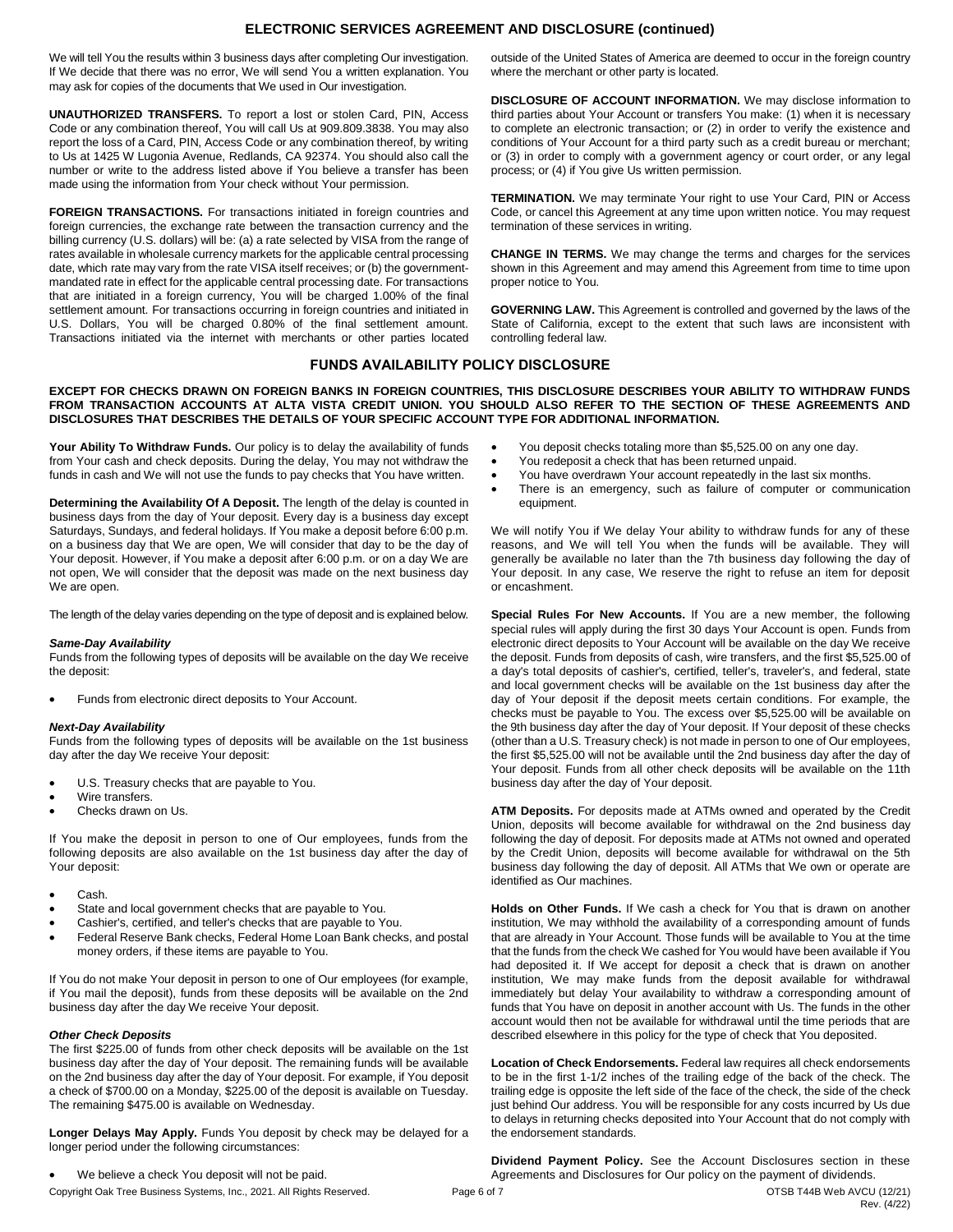## ELECTRONIC SERVICES AGREEMENT AND DISCLOSURE (continued)

We will tell You the results within 3 business days after completing Our investigation. If We decide that there was no error, We will send You a written explanation. You may ask for copies of the documents that We used in Our investigation.

**UNAUTHORIZED TRANSFERS.** To report a lost or stolen Card, PIN, Access Code or any combination thereof, You will call Us at 909.809.3838. You may also report the loss of a Card, PIN, Access Code or any combination thereof, by writing to Us at 1425 W Lugonia Avenue, Redlands, CA 92374. You should also call the number or write to the address listed above if You believe a transfer has been made using the information from Your check without Your permission.

**FOREIGN TRANSACTIONS.** For transactions initiated in foreign countries and foreign currencies, the exchange rate between the transaction currency and the billing currency (U.S. dollars) will be: (a) a rate selected by VISA from the range of rates available in wholesale currency markets for the applicable central processing date, which rate may vary from the rate VISA itself receives; or (b) the government-mandated rate in effect for the applicable central processing date. For transactions that are initiated in a foreign currency, You will be charged 1.00% of the final settlement amount. For transactions occurring in foreign countries and initiated in U.S. Dollars, You will be charged 0.80% of the final settlement amount. Transactions initiated via the internet with merchants or other parties located outside of the United States of America are deemed to occur in the foreign country where the merchant or other party is located.

**DISCLOSURE OF ACCOUNT INFORMATION.** We may disclose information to third parties about Your Account or transfers You make: (1) when it is necessary to complete an electronic transaction; or (2) in order to verify the existence and conditions of Your Account for a third party such as a credit bureau or merchant; or (3) in order to comply with a government agency or court order, or any legal process; or (4) if You give Us written permission.

**TERMINATION.** We may terminate Your right to use Your Card, PIN or Access Code, or cancel this Agreement at any time upon written notice. You may request termination of these services in writing.

**CHANGE IN TERMS.** We may change the terms and charges for the services shown in this Agreement and may amend this Agreement from time to time upon proper notice to You.

**GOVERNING LAW.** This Agreement is controlled and governed by the laws of the State of California, except to the extent that such laws are inconsistent with controlling federal law.

## FUNDS AVAILABILITY POLICY DISCLOSURE

**EXCEPT FOR CHECKS DRAWN ON FOREIGN BANKS IN FOREIGN COUNTRIES, THIS DISCLOSURE DESCRIBES YOUR ABILITY TO WITHDRAW FUNDS FROM TRANSACTION ACCOUNTS AT ALTA VISTA CREDIT UNION. YOU SHOULD ALSO REFER TO THE SECTION OF THESE AGREEMENTS AND DISCLOSURES THAT DESCRIBES THE DETAILS OF YOUR SPECIFIC ACCOUNT TYPE FOR ADDITIONAL INFORMATION.**

**Your Ability To Withdraw Funds.** Our policy is to delay the availability of funds from Your cash and check deposits. During the delay, You may not withdraw the funds in cash and We will not use the funds to pay checks that You have written.

**Determining the Availability Of A Deposit.** The length of the delay is counted in business days from the day of Your deposit. Every day is a business day except Saturdays, Sundays, and Federal holidays. If You make a deposit before 6:00 p.m. on a business day that We are open, We will consider that day to be the day of Your deposit. However, if You make a deposit after 6:00 p.m. or on a day We are not open, We will consider that the deposit was made on the next business day We are open.

The length of the delay varies depending on the type of deposit and is explained below.

***Same-Day Availability***

Funds from the following types of deposits will be available on the day We receive the deposit:

- Funds from electronic direct deposits to Your Account.

***Next-Day Availability***

Funds from the following types of deposits will be available on the 1st business day after the day We receive Your deposit:

- U.S. Treasury checks that are payable to You.
- Wire transfers.
- Checks drawn on Us.

If You make the deposit in person to one of Our employees, funds from the following deposits are also available on the 1st business day after the day of Your deposit:

- Cash.
- State and local government checks that are payable to You.
- Cashier's, certified, and teller's checks that are payable to You.
- Federal Reserve Bank checks, Federal Home Loan Bank checks, and postal money orders, if these items are payable to You.

If You do not make Your deposit in person to one of Our employees (for example, if You mail the deposit), funds from these deposits will be available on the 2nd business day after the day We receive Your deposit.

***Other Check Deposits***

The first $225.00 of funds from other check deposits will be available on the 1st business day after the day of Your deposit. The remaining funds will be available on the 2nd business day after the day of Your deposit. For example, if You deposit a check of $700.00 on a Monday, $225.00 of the deposit is available on Tuesday. The remaining $475.00 is available on Wednesday.

**Longer Delays May Apply.** Funds You deposit by check may be delayed for a longer period under the following circumstances:

- We believe a check You deposit will not be paid.
- You deposit checks totaling more than $5,525.00 on any one day.
- You redeposit a check that has been returned unpaid.
- You have overdrawn Your account repeatedly in the last six months.
- There is an emergency, such as failure of computer or communication equipment.

We will notify You if We delay Your ability to withdraw funds for any of these reasons, and We will tell You when the funds will be available. They will generally be available no later than the 7th business day following the day of Your deposit. In any case, We reserve the right to refuse an item for deposit or encashment.

**Special Rules For New Accounts.** If You are a new member, the following special rules will apply during the first 30 days Your Account is open. Funds from electronic direct deposits to Your Account will be available on the day We receive the deposit. Funds from deposits of cash, wire transfers, and the first $5,525.00 of a day's total deposits of cashier's, certified, teller's, traveler's, and federal, state and local government checks will be available on the 1st business day after the day of Your deposit if the deposit meets certain conditions. For example, the checks must be payable to You. The excess over $5,525.00 will be available on the 9th business day after the day of Your deposit. If Your deposit of these checks (other than a U.S. Treasury check) is not made in person to one of Our employees, the first $5,525.00 will not be available until the 2nd business day after the day of Your deposit. Funds from all other check deposits will be available on the 11th business day after the day of Your deposit.

**ATM Deposits.** For deposits made at ATMs owned and operated by the Credit Union, deposits will become available for withdrawal on the 2nd business day following the day of deposit. For deposits made at ATMs not owned and operated by the Credit Union, deposits will become available for withdrawal on the 5th business day following the day of deposit. All ATMs that We own or operate are identified as Our machines.

**Holds on Other Funds.** If We cash a check for You that is drawn on another institution, We may withhold the availability of a corresponding amount of funds that are already in Your Account. Those funds will be available to You at the time that the funds from the check We cashed for You would have been available if You had deposited it. If We accept for deposit a check that is drawn on another institution, We may make funds from the deposit available for withdrawal immediately but delay Your availability to withdraw a corresponding amount of funds that You have on deposit in another account with Us. The funds in the other account would then not be available for withdrawal until the time periods that are described elsewhere in this policy for the type of check that You deposited.

**Location of Check Endorsements.** Federal law requires all check endorsements to be in the first 1-1/2 inches of the trailing edge of the back of the check. The trailing edge is opposite the left side of the face of the check, the side of the check just behind Our address. You will be responsible for any costs incurred by Us due to delays in returning checks deposited into Your Account that do not comply with the endorsement standards.

**Dividend Payment Policy.** See the Account Disclosures section in these Agreements and Disclosures for Our policy on the payment of dividends.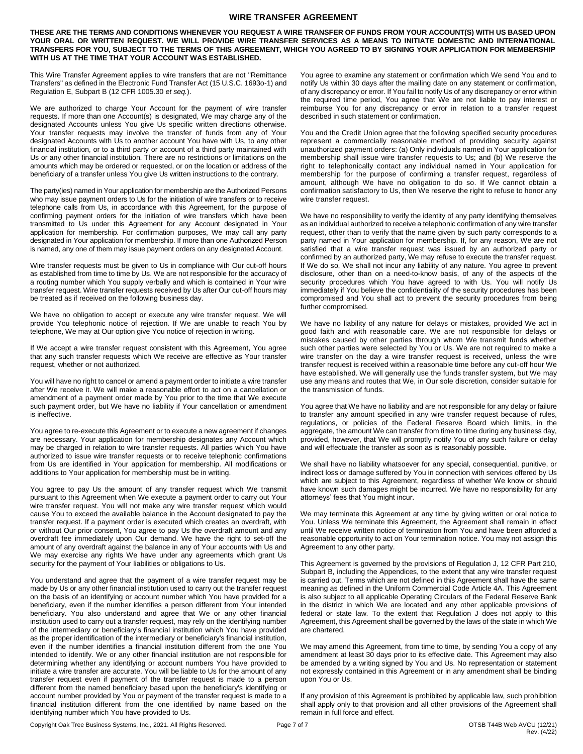# WIRE TRANSFER AGREEMENT

**THESE ARE THE TERMS AND CONDITIONS WHENEVER YOU REQUEST A WIRE TRANSFER OF FUNDS FROM YOUR ACCOUNT(S) WITH US BASED UPON YOUR ORAL OR WRITTEN REQUEST. WE WILL PROVIDE WIRE TRANSFER SERVICES AS A MEANS TO INITIATE DOMESTIC AND INTERNATIONAL TRANSFERS FOR YOU, SUBJECT TO THE TERMS OF THIS AGREEMENT, WHICH YOU AGREED TO BY SIGNING YOUR APPLICATION FOR MEMBERSHIP WITH US AT THE TIME THAT YOUR ACCOUNT WAS ESTABLISHED.**

This Wire Transfer Agreement applies to wire transfers that are not "Remittance Transfers" as defined in the Electronic Fund Transfer Act (15 U.S.C. 1693o-1) and Regulation E, Subpart B (12 CFR 1005.30 *et seq.*).

We are authorized to charge Your Account for the payment of wire transfer requests. If more than one Account(s) is designated, We may charge any of the designated Accounts unless You give Us specific written directions otherwise. Your transfer requests may involve the transfer of funds from any of Your designated Accounts with Us to another account You have with Us, to any other financial institution, or to a third party or account of a third party maintained with Us or any other financial institution. There are no restrictions or limitations on the amounts which may be ordered or requested, or on the location or address of the beneficiary of a transfer unless You give Us written instructions to the contrary.

The party(ies) named in Your application for membership are the Authorized Persons who may issue payment orders to Us for the initiation of wire transfers or to receive telephone calls from Us, in accordance with this Agreement, for the purpose of confirming payment orders for the initiation of wire transfers which have been transmitted to Us under this Agreement for any Account designated in Your application for membership. For confirmation purposes, We may call any party designated in Your application for membership. If more than one Authorized Person is named, any one of them may issue payment orders on any designated Account.

Wire transfer requests must be given to Us in compliance with Our cut-off hours as established from time to time by Us. We are not responsible for the accuracy of a routing number which You supply verbally and which is contained in Your wire transfer request. Wire transfer requests received by Us after Our cut-off hours may be treated as if received on the following business day.

We have no obligation to accept or execute any wire transfer request. We will provide You telephonic notice of rejection. If We are unable to reach You by telephone, We may at Our option give You notice of rejection in writing.

If We accept a wire transfer request consistent with this Agreement, You agree that any such transfer requests which We receive are effective as Your transfer request, whether or not authorized.

You will have no right to cancel or amend a payment order to initiate a wire transfer after We receive it. We will make a reasonable effort to act on a cancellation or amendment of a payment order made by You prior to the time that We execute such payment order, but We have no liability if Your cancellation or amendment is ineffective.

You agree to re-execute this Agreement or to execute a new agreement if changes are necessary. Your application for membership designates any Account which may be charged in relation to wire transfer requests. All parties which You have authorized to issue wire transfer requests or to receive telephonic confirmations from Us are identified in Your application for membership. All modifications or additions to Your application for membership must be in writing.

You agree to pay Us the amount of any transfer request which We transmit pursuant to this Agreement when We execute a payment order to carry out Your wire transfer request. You will not make any wire transfer request which would cause You to exceed the available balance in the Account designated to pay the transfer request. If a payment order is executed which creates an overdraft, with or without Our prior consent, You agree to pay Us the overdraft amount and any overdraft fee immediately upon Our demand. We have the right to set-off the amount of any overdraft against the balance in any of Your accounts with Us and We may exercise any rights We have under any agreements which grant Us security for the payment of Your liabilities or obligations to Us.

You understand and agree that the payment of a wire transfer request may be made by Us or any other financial institution used to carry out the transfer request on the basis of an identifying or account number which You have provided for a beneficiary, even if the number identifies a person different from Your intended beneficiary. You also understand and agree that We or any other financial institution used to carry out a transfer request, may rely on the identifying number of the intermediary or beneficiary's financial institution which You have provided as the proper identification of the intermediary or beneficiary's financial institution, even if the number identifies a financial institution different from the one You intended to identify. We or any other financial institution are not responsible for determining whether any identifying or account numbers You have provided to initiate a wire transfer are accurate. You will be liable to Us for the amount of any transfer request even if payment of the transfer request is made to a person different from the named beneficiary based upon the beneficiary's identifying or account number provided by You or payment of the transfer request is made to a financial institution different from the one identified by name based on the identifying number which You have provided to Us.

You agree to examine any statement or confirmation which We send You and to notify Us within 30 days after the mailing date on any statement or confirmation, of any discrepancy or error. If You fail to notify Us of any discrepancy or error within the required time period, You agree that We are not liable to pay interest or reimburse You for any discrepancy or error in relation to a transfer request described in such statement or confirmation.

You and the Credit Union agree that the following specified security procedures represent a commercially reasonable method of providing security against unauthorized payment orders: (a) Only individuals named in Your application for membership shall issue wire transfer requests to Us; and (b) We reserve the right to telephonically contact any individual named in Your application for membership for the purpose of confirming a transfer request, regardless of amount, although We have no obligation to do so. If We cannot obtain a confirmation satisfactory to Us, then We reserve the right to refuse to honor any wire transfer request.

We have no responsibility to verify the identity of any party identifying themselves as an individual authorized to receive a telephonic confirmation of any wire transfer request, other than to verify that the name given by such party corresponds to a party named in Your application for membership. If, for any reason, We are not satisfied that a wire transfer request was issued by an authorized party or confirmed by an authorized party, We may refuse to execute the transfer request. If We do so, We shall not incur any liability of any nature. You agree to prevent disclosure, other than on a need-to-know basis, of any of the aspects of the security procedures which You have agreed to with Us. You will notify Us immediately if You believe the confidentiality of the security procedures has been compromised and You shall act to prevent the security procedures from being further compromised.

We have no liability of any nature for delays or mistakes, provided We act in good faith and with reasonable care. We are not responsible for delays or mistakes caused by other parties through whom We transmit funds whether such other parties were selected by You or Us. We are not required to make a wire transfer on the day a wire transfer request is received, unless the wire transfer request is received within a reasonable time before any cut-off hour We have established. We will generally use the funds transfer system, but We may use any means and routes that We, in Our sole discretion, consider suitable for the transmission of funds.

You agree that We have no liability and are not responsible for any delay or failure to transfer any amount specified in any wire transfer request because of rules, regulations, or policies of the Federal Reserve Board which limits, in the aggregate, the amount We can transfer from time to time during any business day, provided, however, that We will promptly notify You of any such failure or delay and will effectuate the transfer as soon as is reasonably possible.

We shall have no liability whatsoever for any special, consequential, punitive, or indirect loss or damage suffered by You in connection with services offered by Us which are subject to this Agreement, regardless of whether We know or should have known such damages might be incurred. We have no responsibility for any attorneys' fees that You might incur.

We may terminate this Agreement at any time by giving written or oral notice to You. Unless We terminate this Agreement, the Agreement shall remain in effect until We receive written notice of termination from You and have been afforded a reasonable opportunity to act on Your termination notice. You may not assign this Agreement to any other party.

This Agreement is governed by the provisions of Regulation J, 12 CFR Part 210, Subpart B, including the Appendices, to the extent that any wire transfer request is carried out. Terms which are not defined in this Agreement shall have the same meaning as defined in the Uniform Commercial Code Article 4A. This Agreement is also subject to all applicable Operating Circulars of the Federal Reserve Bank in the district in which We are located and any other applicable provisions of federal or state law. To the extent that Regulation J does not apply to this Agreement, this Agreement shall be governed by the laws of the state in which We are chartered.

We may amend this Agreement, from time to time, by sending You a copy of any amendment at least 30 days prior to its effective date. This Agreement may also be amended by a writing signed by You and Us. No representation or statement not expressly contained in this Agreement or in any amendment shall be binding upon You or Us.

If any provision of this Agreement is prohibited by applicable law, such prohibition shall apply only to that provision and all other provisions of the Agreement shall remain in full force and effect.

Copyright Oak Tree Business Systems, Inc., 2021. All Rights Reserved. OTSB T44B Web AVCU (12/21) Rev. (4/22)